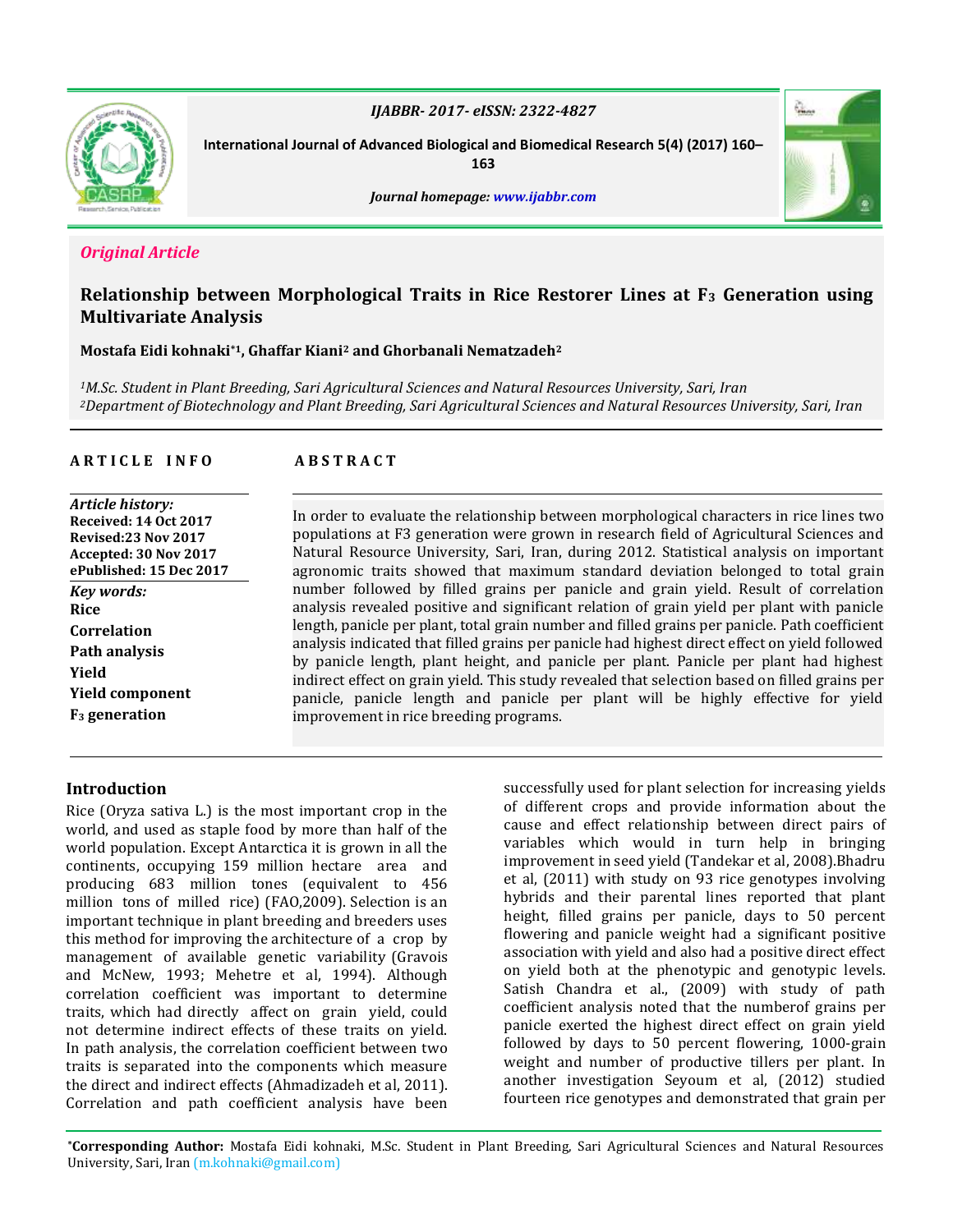*Original Article*

# Relationship between Morphological Traits in Rice Restorer Lines at $F_3$ Generation using Multivariate Analysis

**Mostafa Eidi kohnaki*[1], Ghaffar Kiani[2] and Ghorbanali Nematzadeh[2]**

*[1]M.Sc. Student in Plant Breeding, Sari Agricultural Sciences and Natural Resources University, Sari, Iran*
*[2]Department of Biotechnology and Plant Breeding, Sari Agricultural Sciences and Natural Resources University, Sari, Iran*

**ARTICLE INFO**

*Article history:*
**Received: 14 Oct 2017**
**Revised:23 Nov 2017**
**Accepted: 30 Nov 2017**
**ePublished: 15 Dec 2017**

*Key words:*
**Rice**
**Correlation**
**Path analysis**
**Yield**
**Yield component**
**$F_3$ generation**

**ABSTRACT**

In order to evaluate the relationship between morphological characters in rice lines two populations at F3 generation were grown in research field of Agricultural Sciences and Natural Resource University, Sari, Iran, during 2012. Statistical analysis on important agronomic traits showed that maximum standard deviation belonged to total grain number followed by filled grains per panicle and grain yield. Result of correlation analysis revealed positive and significant relation of grain yield per plant with panicle length, panicle per plant, total grain number and filled grains per panicle. Path coefficient analysis indicated that filled grains per panicle had highest direct effect on yield followed by panicle length, plant height, and panicle per plant. Panicle per plant had highest indirect effect on grain yield. This study revealed that selection based on filled grains per panicle, panicle length and panicle per plant will be highly effective for yield improvement in rice breeding programs.

## Introduction

Rice (Oryza sativa L.) is the most important crop in the world, and used as staple food by more than half of the world population. Except Antarctica it is grown in all the continents, occupying 159 million hectare area and producing 683 million tones (equivalent to 456 million tons of milled rice) (FAO,2009). Selection is an important technique in plant breeding and breeders uses this method for improving the architecture of a crop by management of available genetic variability (Gravois and McNew, 1993; Mehetre et al, 1994). Although correlation coefficient was important to determine traits, which had directly affect on grain yield, could not determine indirect effects of these traits on yield. In path analysis, the correlation coefficient between two traits is separated into the components which measure the direct and indirect effects (Ahmadizadeh et al, 2011). Correlation and path coefficient analysis have been successfully used for plant selection for increasing yields of different crops and provide information about the cause and effect relationship between direct pairs of variables which would in turn help in bringing improvement in seed yield (Tandekar et al, 2008).Bhadru et al, (2011) with study on 93 rice genotypes involving hybrids and their parental lines reported that plant height, filled grains per panicle, days to 50 percent flowering and panicle weight had a significant positive association with yield and also had a positive direct effect on yield both at the phenotypic and genotypic levels. Satish Chandra et al., (2009) with study of path coefficient analysis noted that the numberof grains per panicle exerted the highest direct effect on grain yield followed by days to 50 percent flowering, 1000-grain weight and number of productive tillers per plant. In another investigation Seyoum et al, (2012) studied fourteen rice genotypes and demonstrated that grain per

*Corresponding Author: Mostafa Eidi kohnaki, M.Sc. Student in Plant Breeding, Sari Agricultural Sciences and Natural Resources University, Sari, Iran (m.kohnaki@gmail.com)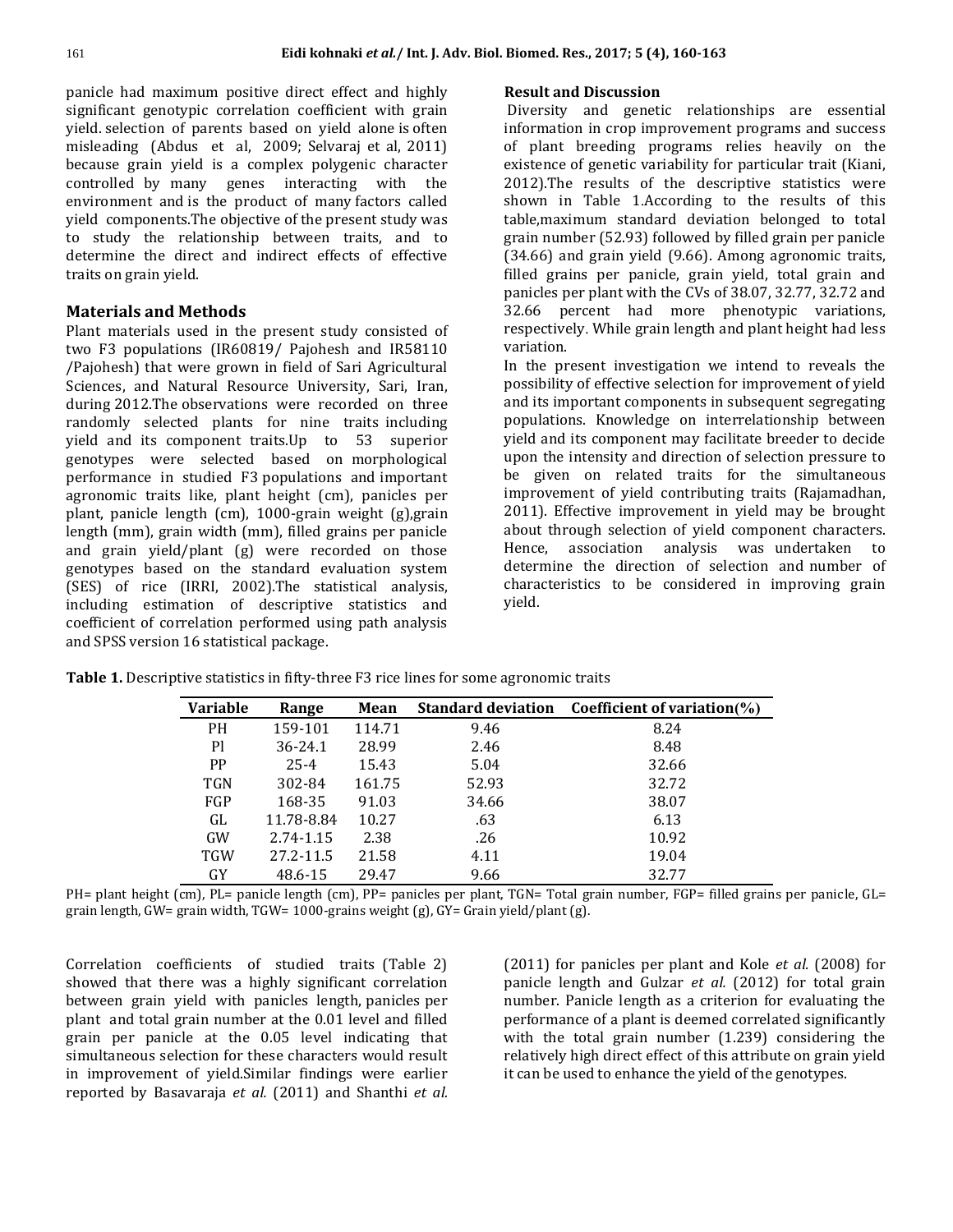panicle had maximum positive direct effect and highly significant genotypic correlation coefficient with grain yield. selection of parents based on yield alone is often misleading (Abdus et al, 2009; Selvaraj et al, 2011) because grain yield is a complex polygenic character controlled by many genes interacting with the environment and is the product of many factors called yield components.The objective of the present study was to study the relationship between traits, and to determine the direct and indirect effects of effective traits on grain yield.

## Materials and Methods

Plant materials used in the present study consisted of two F3 populations (IR60819/ Pajohesh and IR58110 /Pajohesh) that were grown in field of Sari Agricultural Sciences, and Natural Resource University, Sari, Iran, during 2012.The observations were recorded on three randomly selected plants for nine traits including yield and its component traits.Up to 53 superior genotypes were selected based on morphological performance in studied F3 populations and important agronomic traits like, plant height (cm), panicles per plant, panicle length (cm), 1000-grain weight (g),grain length (mm), grain width (mm), filled grains per panicle and grain yield/plant (g) were recorded on those genotypes based on the standard evaluation system (SES) of rice (IRRI, 2002).The statistical analysis, including estimation of descriptive statistics and coefficient of correlation performed using path analysis and SPSS version 16 statistical package.

## Result and Discussion

Diversity and genetic relationships are essential information in crop improvement programs and success of plant breeding programs relies heavily on the existence of genetic variability for particular trait (Kiani, 2012).The results of the descriptive statistics were shown in Table 1.According to the results of this table,maximum standard deviation belonged to total grain number (52.93) followed by filled grain per panicle (34.66) and grain yield (9.66). Among agronomic traits, filled grains per panicle, grain yield, total grain and panicles per plant with the CVs of 38.07, 32.77, 32.72 and 32.66 percent had more phenotypic variations, respectively. While grain length and plant height had less variation.

In the present investigation we intend to reveals the possibility of effective selection for improvement of yield and its important components in subsequent segregating populations. Knowledge on interrelationship between yield and its component may facilitate breeder to decide upon the intensity and direction of selection pressure to be given on related traits for the simultaneous improvement of yield contributing traits (Rajamadhan, 2011). Effective improvement in yield may be brought about through selection of yield component characters. Hence, association analysis was undertaken to determine the direction of selection and number of characteristics to be considered in improving grain yield.

**Table 1.** Descriptive statistics in fifty-three F3 rice lines for some agronomic traits

| Variable | Range | Mean | Standard deviation | Coefficient of variation(%) |
|---|---|---|---|---|
| PH | 159-101 | 114.71 | 9.46 | 8.24 |
| Pl | 36-24.1 | 28.99 | 2.46 | 8.48 |
| PP | 25-4 | 15.43 | 5.04 | 32.66 |
| TGN | 302-84 | 161.75 | 52.93 | 32.72 |
| FGP | 168-35 | 91.03 | 34.66 | 38.07 |
| GL | 11.78-8.84 | 10.27 | .63 | 6.13 |
| GW | 2.74-1.15 | 2.38 | .26 | 10.92 |
| TGW | 27.2-11.5 | 21.58 | 4.11 | 19.04 |
| GY | 48.6-15 | 29.47 | 9.66 | 32.77 |

PH= plant height (cm), PL= panicle length (cm), PP= panicles per plant, TGN= Total grain number, FGP= filled grains per panicle, GL= grain length, GW= grain width, TGW= 1000-grains weight (g), GY= Grain yield/plant (g).

Correlation coefficients of studied traits (Table 2) showed that there was a highly significant correlation between grain yield with panicles length, panicles per plant and total grain number at the 0.01 level and filled grain per panicle at the 0.05 level indicating that simultaneous selection for these characters would result in improvement of yield.Similar findings were earlier reported by Basavaraja *et al.* (2011) and Shanthi *et al.* (2011) for panicles per plant and Kole *et al.* (2008) for panicle length and Gulzar *et al.* (2012) for total grain number. Panicle length as a criterion for evaluating the performance of a plant is deemed correlated significantly with the total grain number (1.239) considering the relatively high direct effect of this attribute on grain yield it can be used to enhance the yield of the genotypes.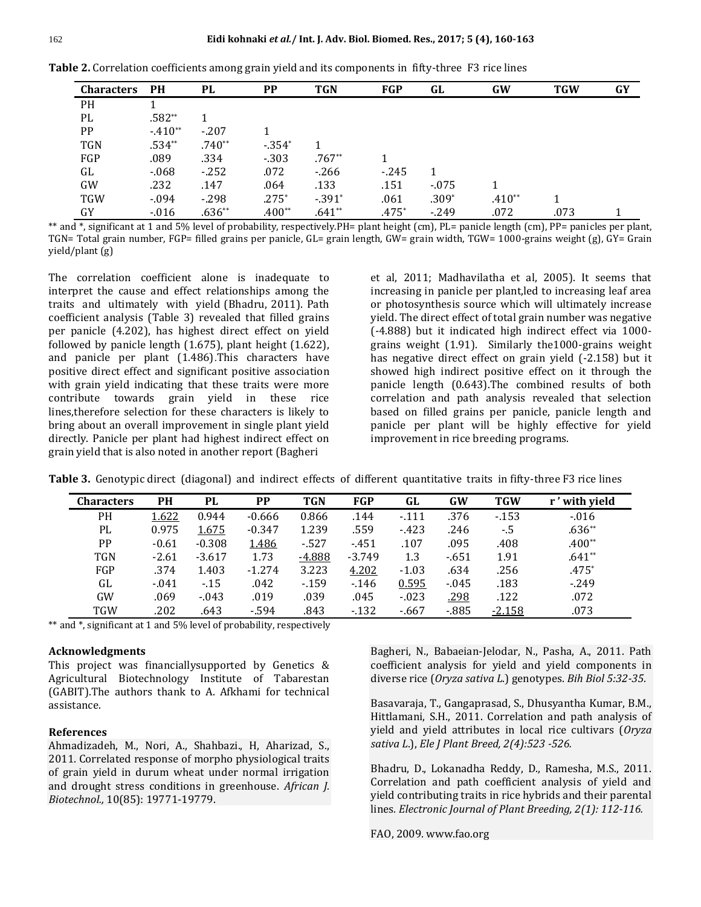**Table 2.** Correlation coefficients among grain yield and its components in fifty-three F3 rice lines

| Characters | PH | PL | PP | TGN | FGP | GL | GW | TGW | GY |
|---|---|---|---|---|---|---|---|---|---|
| PH | 1 | | | | | | | | |
| PL | .582** | 1 | | | | | | | |
| PP | -.410** | -.207 | 1 | | | | | | |
| TGN | .534** | .740** | -.354* | 1 | | | | | |
| FGP | .089 | .334 | -.303 | .767** | 1 | | | | |
| GL | -.068 | -.252 | .072 | -.266 | -.245 | 1 | | | |
| GW | .232 | .147 | .064 | .133 | .151 | -.075 | 1 | | |
| TGW | -.094 | -.298 | .275* | -.391* | .061 | .309* | .410** | 1 | |
| GY | -.016 | .636** | .400** | .641** | .475* | -.249 | .072 | .073 | 1 |

** and *, significant at 1 and 5% level of probability, respectively.PH= plant height (cm), PL= panicle length (cm), PP= panicles per plant, TGN= Total grain number, FGP= filled grains per panicle, GL= grain length, GW= grain width, TGW= 1000-grains weight (g), GY= Grain yield/plant (g)

The correlation coefficient alone is inadequate to interpret the cause and effect relationships among the traits and ultimately with yield (Bhadru, 2011). Path coefficient analysis (Table 3) revealed that filled grains per panicle (4.202), has highest direct effect on yield followed by panicle length (1.675), plant height (1.622), and panicle per plant (1.486).This characters have positive direct effect and significant positive association with grain yield indicating that these traits were more contribute towards grain yield in these rice lines,therefore selection for these characters is likely to bring about an overall improvement in single plant yield directly. Panicle per plant had highest indirect effect on grain yield that is also noted in another report (Bagheri et al, 2011; Madhavilatha et al, 2005). It seems that increasing in panicle per plant,led to increasing leaf area or photosynthesis source which will ultimately increase yield. The direct effect of total grain number was negative (-4.888) but it indicated high indirect effect via 1000-grains weight (1.91). Similarly the1000-grains weight has negative direct effect on grain yield (-2.158) but it showed high indirect positive effect on it through the panicle length (0.643).The combined results of both correlation and path analysis revealed that selection based on filled grains per panicle, panicle length and panicle per plant will be highly effective for yield improvement in rice breeding programs.

**Table 3.** Genotypic direct (diagonal) and indirect effects of different quantitative traits in fifty-three F3 rice lines

| Characters | PH | PL | PP | TGN | FGP | GL | GW | TGW | r ' with yield |
|---|---|---|---|---|---|---|---|---|---|
| PH | 1.622 | 0.944 | -0.666 | 0.866 | .144 | -.111 | .376 | -.153 | -.016 |
| PL | 0.975 | 1.675 | -0.347 | 1.239 | .559 | -.423 | .246 | -.5 | .636** |
| PP | -0.61 | -0.308 | 1.486 | -.527 | -.451 | .107 | .095 | .408 | .400** |
| TGN | -2.61 | -3.617 | 1.73 | -4.888 | -3.749 | 1.3 | -.651 | 1.91 | .641** |
| FGP | .374 | 1.403 | -1.274 | 3.223 | 4.202 | -1.03 | .634 | .256 | .475* |
| GL | -.041 | -.15 | .042 | -.159 | -.146 | 0.595 | -.045 | .183 | -.249 |
| GW | .069 | -.043 | .019 | .039 | .045 | -.023 | .298 | .122 | .072 |
| TGW | .202 | .643 | -.594 | .843 | -.132 | -.667 | -.885 | -2.158 | .073 |

** and *, significant at 1 and 5% level of probability, respectively

#### Acknowledgments

This project was financiallysupported by Genetics & Agricultural Biotechnology Institute of Tabarestan (GABIT).The authors thank to A. Afkhami for technical assistance.

#### References

Ahmadizadeh, M., Nori, A., Shahbazi., H, Aharizad, S., 2011. Correlated response of morpho physiological traits of grain yield in durum wheat under normal irrigation and drought stress conditions in greenhouse. *African J. Biotechnol.,* 10(85): 19771-19779.

Bagheri, N., Babaeian-Jelodar, N., Pasha, A., 2011. Path coefficient analysis for yield and yield components in diverse rice (*Oryza sativa L.*) genotypes. *Bih Biol 5:32-35*.

Basavaraja, T., Gangaprasad, S., Dhusyantha Kumar, B.M., Hittlamani, S.H., 2011. Correlation and path analysis of yield and yield attributes in local rice cultivars (*Oryza sativa L.*), *Ele J Plant Breed, 2(4):523 -526.*

Bhadru, D., Lokanadha Reddy, D., Ramesha, M.S., 2011. Correlation and path coefficient analysis of yield and yield contributing traits in rice hybrids and their parental lines. *Electronic Journal of Plant Breeding, 2(1): 112-116.*

FAO, 2009. www.fao.org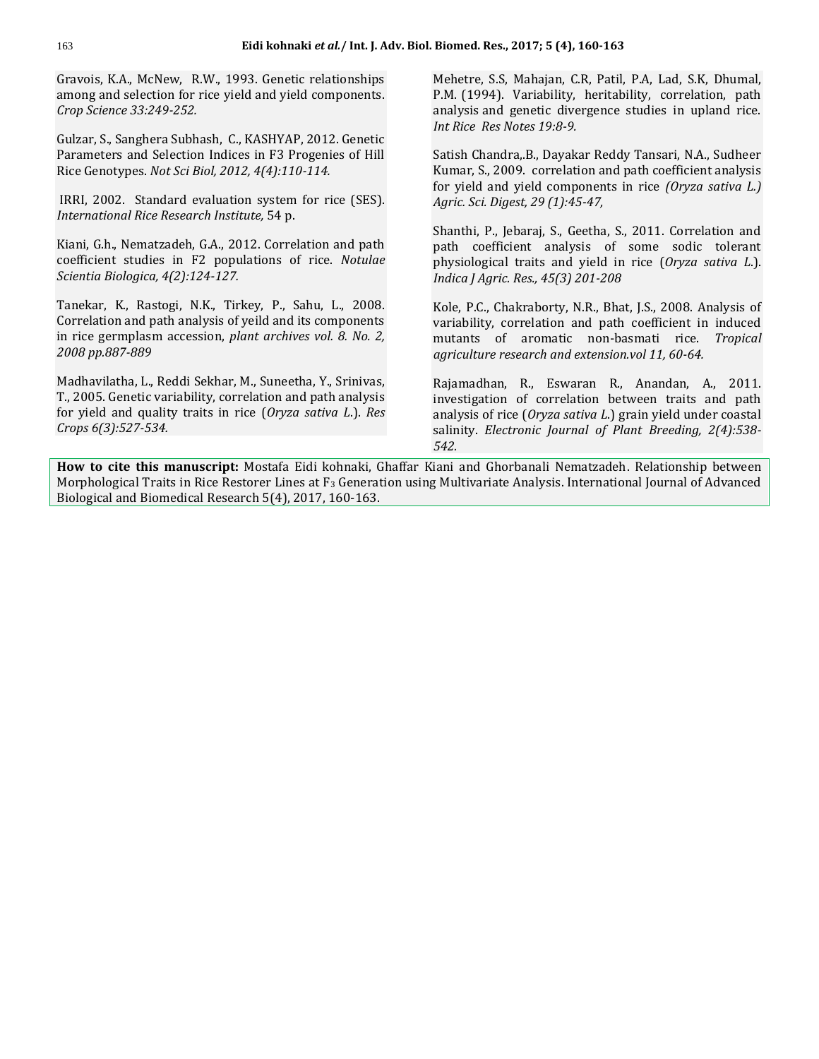Gravois, K.A., McNew, R.W., 1993. Genetic relationships among and selection for rice yield and yield components. *Crop Science 33:249-252.*

Gulzar, S., Sanghera Subhash, C., KASHYAP, 2012. Genetic Parameters and Selection Indices in F3 Progenies of Hill Rice Genotypes. *Not Sci Biol, 2012, 4(4):110-114.*

IRRI, 2002. Standard evaluation system for rice (SES). *International Rice Research Institute,* 54 p.

Kiani, G.h., Nematzadeh, G.A., 2012. Correlation and path coefficient studies in F2 populations of rice. *Notulae Scientia Biologica, 4(2):124-127.*

Tanekar, K., Rastogi, N.K., Tirkey, P., Sahu, L., 2008. Correlation and path analysis of yeild and its components in rice germplasm accession, *plant archives vol. 8. No. 2, 2008 pp.887-889*

Madhavilatha, L., Reddi Sekhar, M., Suneetha, Y., Srinivas, T., 2005. Genetic variability, correlation and path analysis for yield and quality traits in rice (*Oryza sativa L.*). *Res Crops 6(3):527-534.*

Mehetre, S.S, Mahajan, C.R, Patil, P.A, Lad, S.K, Dhumal, P.M. (1994). Variability, heritability, correlation, path analysis and genetic divergence studies in upland rice. *Int Rice Res Notes 19:8-9.*

Satish Chandra,.B., Dayakar Reddy Tansari, N.A., Sudheer Kumar, S., 2009. correlation and path coefficient analysis for yield and yield components in rice *(Oryza sativa L.) Agric. Sci. Digest, 29 (1):45-47,*

Shanthi, P., Jebaraj, S., Geetha, S., 2011. Correlation and path coefficient analysis of some sodic tolerant physiological traits and yield in rice (*Oryza sativa L.*). *Indica J Agric. Res., 45(3) 201-208*

Kole, P.C., Chakraborty, N.R., Bhat, J.S., 2008. Analysis of variability, correlation and path coefficient in induced mutants of aromatic non-basmati rice. *Tropical agriculture research and extension.vol 11, 60-64.*

Rajamadhan, R., Eswaran R., Anandan, A., 2011. investigation of correlation between traits and path analysis of rice (*Oryza sativa L.*) grain yield under coastal salinity. *Electronic Journal of Plant Breeding, 2(4):538-542.*

**How to cite this manuscript:** Mostafa Eidi kohnaki, Ghaffar Kiani and Ghorbanali Nematzadeh. Relationship between Morphological Traits in Rice Restorer Lines at $F_3$ Generation using Multivariate Analysis. International Journal of Advanced Biological and Biomedical Research 5(4), 2017, 160-163.